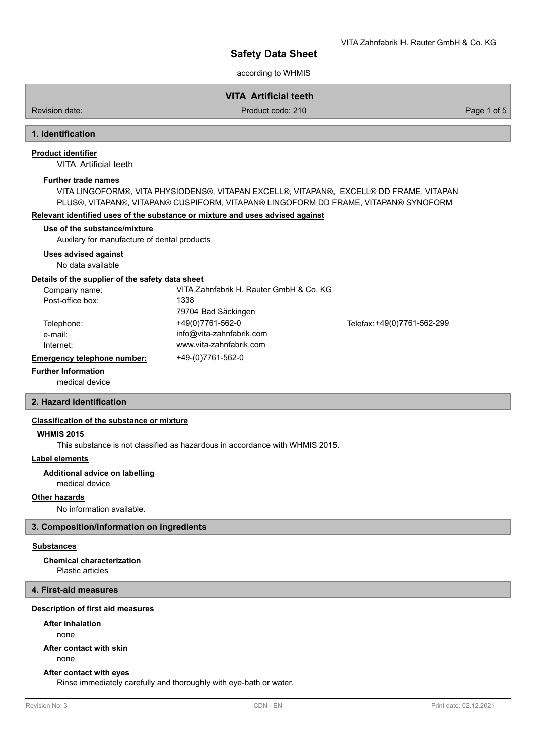# Safety Data Sheet

according to WHMIS

**VITA Artificial teeth**

Revision date: | Product code: 210

## 1. Identification

### Product identifier

VITA Artificial teeth

#### Further trade names

VITA LINGOFORM®, VITA PHYSIODENS®, VITAPAN EXCELL®, VITAPAN®, EXCELL® DD FRAME, VITAPAN PLUS®, VITAPAN®, VITAPAN® CUSPIFORM, VITAPAN® LINGOFORM DD FRAME, VITAPAN® SYNOFORM

### Relevant identified uses of the substance or mixture and uses advised against

#### Use of the substance/mixture

Auxilary for manufacture of dental products

#### Uses advised against

No data available

### Details of the supplier of the safety data sheet

| | | |
|---|---|---|
| Company name: | VITA Zahnfabrik H. Rauter GmbH & Co. KG | |
| Post-office box: | 1338 | |
| | 79704 Bad Säckingen | |
| Telephone: | +49(0)7761-562-0 | Telefax: +49(0)7761-562-299 |
| e-mail: | info@vita-zahnfabrik.com | |
| Internet: | www.vita-zahnfabrik.com | |

**Emergency telephone number:** +49-(0)7761-562-0

#### Further Information

medical device

## 2. Hazard identification

### Classification of the substance or mixture

#### WHMIS 2015

This substance is not classified as hazardous in accordance with WHMIS 2015.

### Label elements

#### Additional advice on labelling

medical device

### Other hazards

No information available.

## 3. Composition/information on ingredients

### Substances

#### Chemical characterization

Plastic articles

## 4. First-aid measures

### Description of first aid measures

#### After inhalation

none

#### After contact with skin

none

#### After contact with eyes

Rinse immediately carefully and thoroughly with eye-bath or water.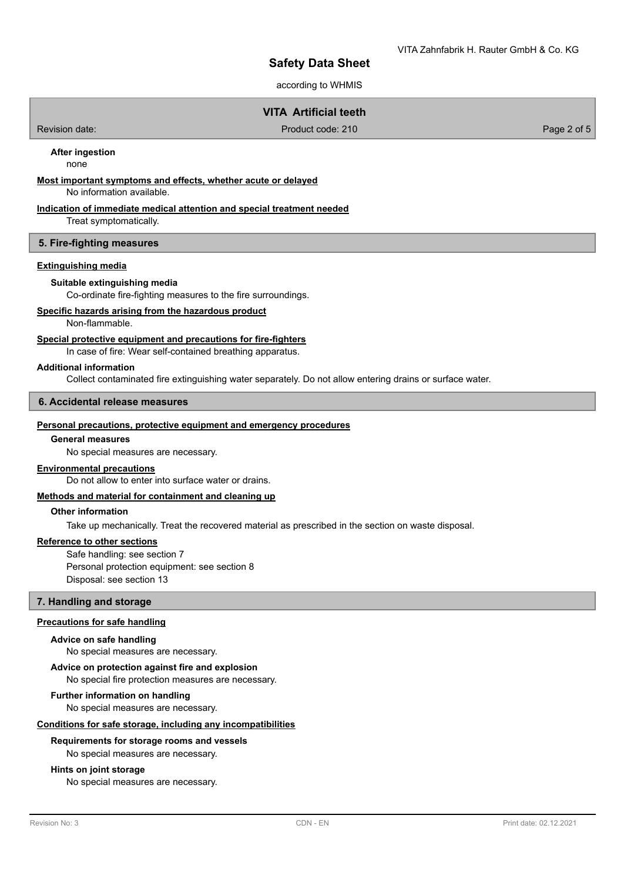**After ingestion**

none

**Most important symptoms and effects, whether acute or delayed**

No information available.

**Indication of immediate medical attention and special treatment needed**

Treat symptomatically.

## 5. Fire-fighting measures

**Extinguishing media**

**Suitable extinguishing media**

Co-ordinate fire-fighting measures to the fire surroundings.

**Specific hazards arising from the hazardous product**

Non-flammable.

**Special protective equipment and precautions for fire-fighters**

In case of fire: Wear self-contained breathing apparatus.

**Additional information**

Collect contaminated fire extinguishing water separately. Do not allow entering drains or surface water.

## 6. Accidental release measures

**Personal precautions, protective equipment and emergency procedures**

**General measures**

No special measures are necessary.

**Environmental precautions**

Do not allow to enter into surface water or drains.

**Methods and material for containment and cleaning up**

**Other information**

Take up mechanically. Treat the recovered material as prescribed in the section on waste disposal.

**Reference to other sections**

Safe handling: see section 7
Personal protection equipment: see section 8
Disposal: see section 13

## 7. Handling and storage

**Precautions for safe handling**

**Advice on safe handling**

No special measures are necessary.

**Advice on protection against fire and explosion**

No special fire protection measures are necessary.

**Further information on handling**

No special measures are necessary.

**Conditions for safe storage, including any incompatibilities**

**Requirements for storage rooms and vessels**

No special measures are necessary.

**Hints on joint storage**

No special measures are necessary.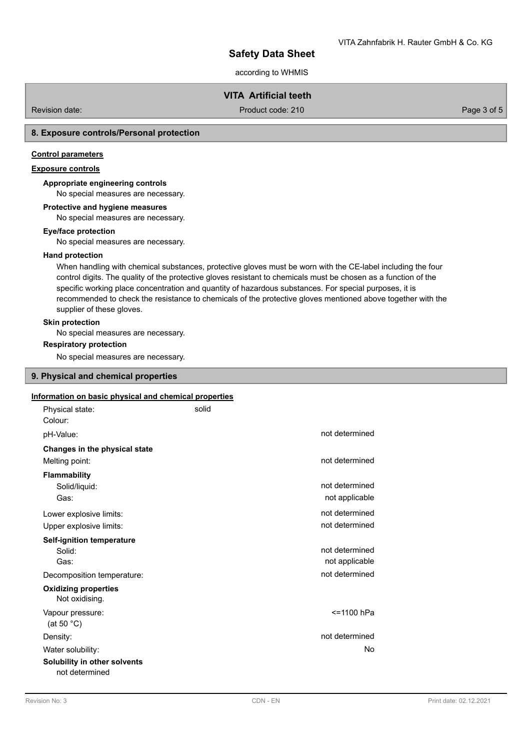## 8. Exposure controls/Personal protection

**Control parameters**

**Exposure controls**

**Appropriate engineering controls**

No special measures are necessary.

**Protective and hygiene measures**

No special measures are necessary.

**Eye/face protection**

No special measures are necessary.

**Hand protection**

When handling with chemical substances, protective gloves must be worn with the CE-label including the four control digits. The quality of the protective gloves resistant to chemicals must be chosen as a function of the specific working place concentration and quantity of hazardous substances. For special purposes, it is recommended to check the resistance to chemicals of the protective gloves mentioned above together with the supplier of these gloves.

**Skin protection**

No special measures are necessary.

**Respiratory protection**

No special measures are necessary.

## 9. Physical and chemical properties

**Information on basic physical and chemical properties**

Physical state: solid

Colour:

pH-Value: not determined

**Changes in the physical state**

Melting point: not determined

**Flammability**

Solid/liquid: not determined

Gas: not applicable

Lower explosive limits: not determined

Upper explosive limits: not determined

**Self-ignition temperature**

Solid: not determined

Gas: not applicable

Decomposition temperature: not determined

**Oxidizing properties**

Not oxidising.

Vapour pressure: <=1100 hPa
(at 50 °C)

Density: not determined

Water solubility: No

**Solubility in other solvents**

not determined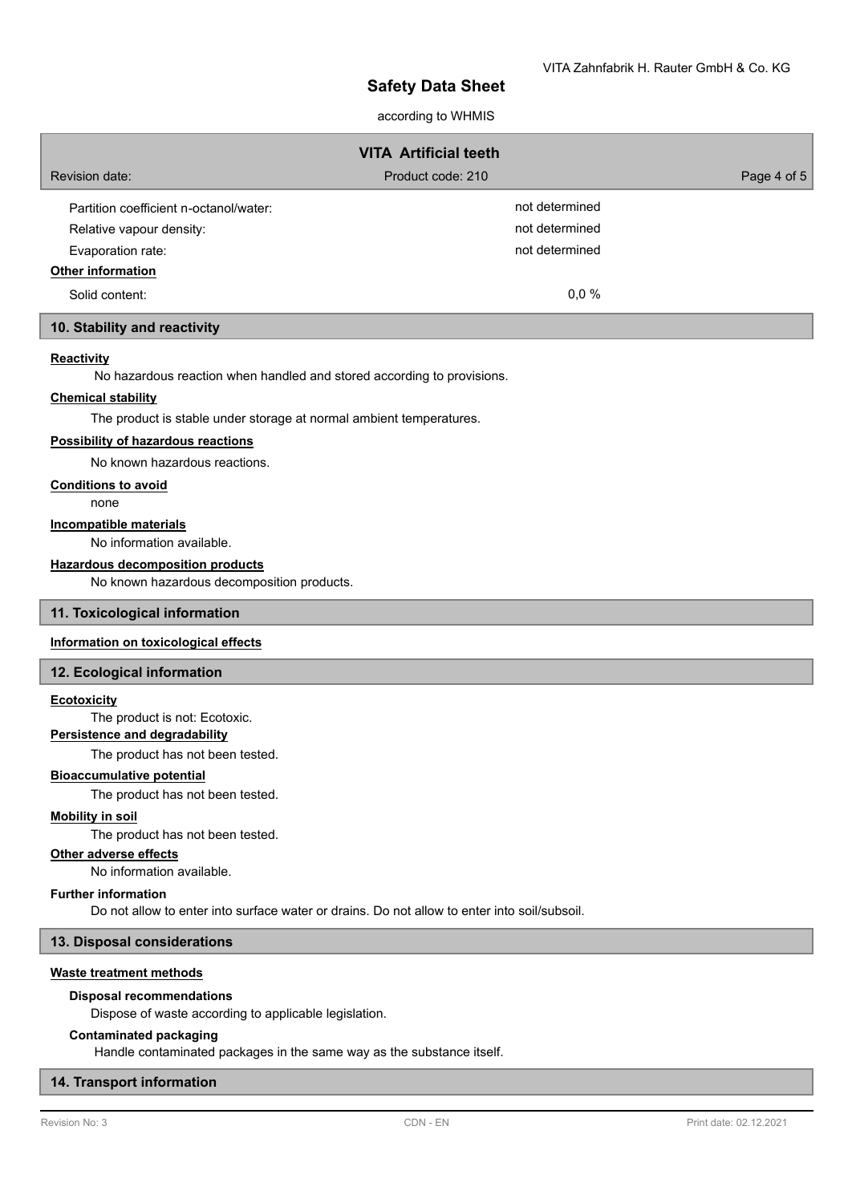| | |
|---|---|
| Partition coefficient n-octanol/water: | not determined |
| Relative vapour density: | not determined |
| Evaporation rate: | not determined |

**Other information**

| | |
|---|---|
| Solid content: | 0,0 % |

## 10. Stability and reactivity

**Reactivity**

No hazardous reaction when handled and stored according to provisions.

**Chemical stability**

The product is stable under storage at normal ambient temperatures.

**Possibility of hazardous reactions**

No known hazardous reactions.

**Conditions to avoid**

none

**Incompatible materials**

No information available.

**Hazardous decomposition products**

No known hazardous decomposition products.

## 11. Toxicological information

**Information on toxicological effects**

## 12. Ecological information

**Ecotoxicity**

The product is not: Ecotoxic.

**Persistence and degradability**

The product has not been tested.

**Bioaccumulative potential**

The product has not been tested.

**Mobility in soil**

The product has not been tested.

**Other adverse effects**

No information available.

**Further information**

Do not allow to enter into surface water or drains. Do not allow to enter into soil/subsoil.

## 13. Disposal considerations

**Waste treatment methods**

**Disposal recommendations**

Dispose of waste according to applicable legislation.

**Contaminated packaging**

Handle contaminated packages in the same way as the substance itself.

## 14. Transport information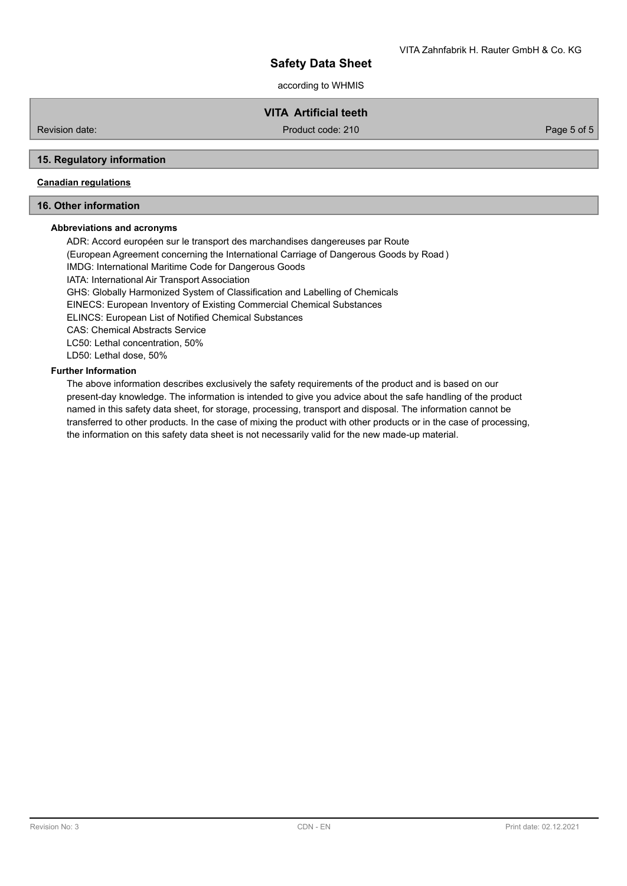## 15. Regulatory information

**Canadian regulations**

## 16. Other information

**Abbreviations and acronyms**

ADR: Accord européen sur le transport des marchandises dangereuses par Route
(European Agreement concerning the International Carriage of Dangerous Goods by Road )
IMDG: International Maritime Code for Dangerous Goods
IATA: International Air Transport Association
GHS: Globally Harmonized System of Classification and Labelling of Chemicals
EINECS: European Inventory of Existing Commercial Chemical Substances
ELINCS: European List of Notified Chemical Substances
CAS: Chemical Abstracts Service
LC50: Lethal concentration, 50%
LD50: Lethal dose, 50%

**Further Information**

The above information describes exclusively the safety requirements of the product and is based on our present-day knowledge. The information is intended to give you advice about the safe handling of the product named in this safety data sheet, for storage, processing, transport and disposal. The information cannot be transferred to other products. In the case of mixing the product with other products or in the case of processing, the information on this safety data sheet is not necessarily valid for the new made-up material.